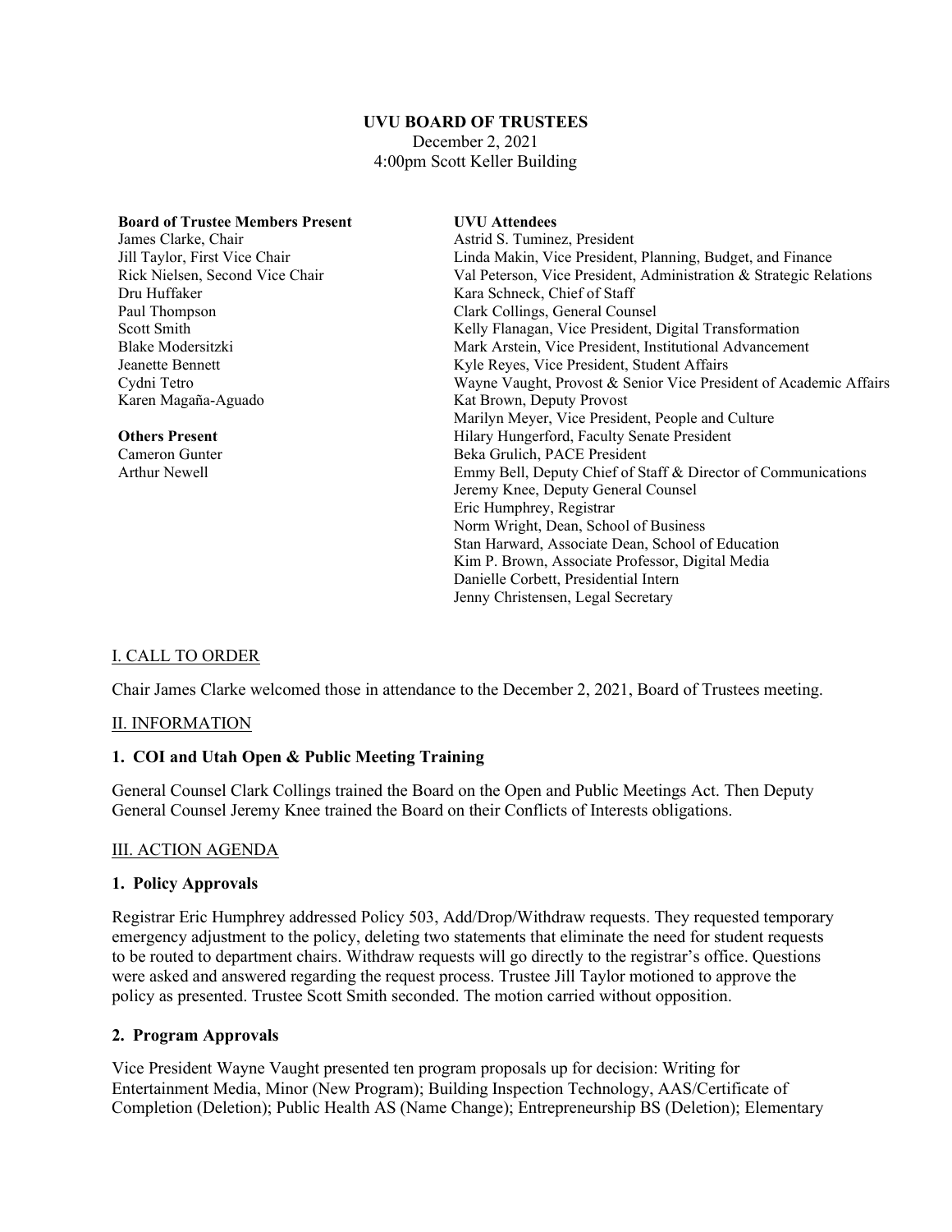**UVU BOARD OF TRUSTEES**
December 2, 2021
4:00pm Scott Keller Building

**Board of Trustee Members Present**
James Clarke, Chair
Jill Taylor, First Vice Chair
Rick Nielsen, Second Vice Chair
Dru Huffaker
Paul Thompson
Scott Smith
Blake Modersitzki
Jeanette Bennett
Cydni Tetro
Karen Magaña-Aguado

**Others Present**
Cameron Gunter
Arthur Newell

**UVU Attendees**
Astrid S. Tuminez, President
Linda Makin, Vice President, Planning, Budget, and Finance
Val Peterson, Vice President, Administration & Strategic Relations
Kara Schneck, Chief of Staff
Clark Collings, General Counsel
Kelly Flanagan, Vice President, Digital Transformation
Mark Arstein, Vice President, Institutional Advancement
Kyle Reyes, Vice President, Student Affairs
Wayne Vaught, Provost & Senior Vice President of Academic Affairs
Kat Brown, Deputy Provost
Marilyn Meyer, Vice President, People and Culture
Hilary Hungerford, Faculty Senate President
Beka Grulich, PACE President
Emmy Bell, Deputy Chief of Staff & Director of Communications
Jeremy Knee, Deputy General Counsel
Eric Humphrey, Registrar
Norm Wright, Dean, School of Business
Stan Harward, Associate Dean, School of Education
Kim P. Brown, Associate Professor, Digital Media
Danielle Corbett, Presidential Intern
Jenny Christensen, Legal Secretary

## I. CALL TO ORDER

Chair James Clarke welcomed those in attendance to the December 2, 2021, Board of Trustees meeting.

## II. INFORMATION

### 1. COI and Utah Open & Public Meeting Training

General Counsel Clark Collings trained the Board on the Open and Public Meetings Act. Then Deputy General Counsel Jeremy Knee trained the Board on their Conflicts of Interests obligations.

## III. ACTION AGENDA

### 1. Policy Approvals

Registrar Eric Humphrey addressed Policy 503, Add/Drop/Withdraw requests. They requested temporary emergency adjustment to the policy, deleting two statements that eliminate the need for student requests to be routed to department chairs. Withdraw requests will go directly to the registrar's office. Questions were asked and answered regarding the request process. Trustee Jill Taylor motioned to approve the policy as presented. Trustee Scott Smith seconded. The motion carried without opposition.

### 2. Program Approvals

Vice President Wayne Vaught presented ten program proposals up for decision: Writing for Entertainment Media, Minor (New Program); Building Inspection Technology, AAS/Certificate of Completion (Deletion); Public Health AS (Name Change); Entrepreneurship BS (Deletion); Elementary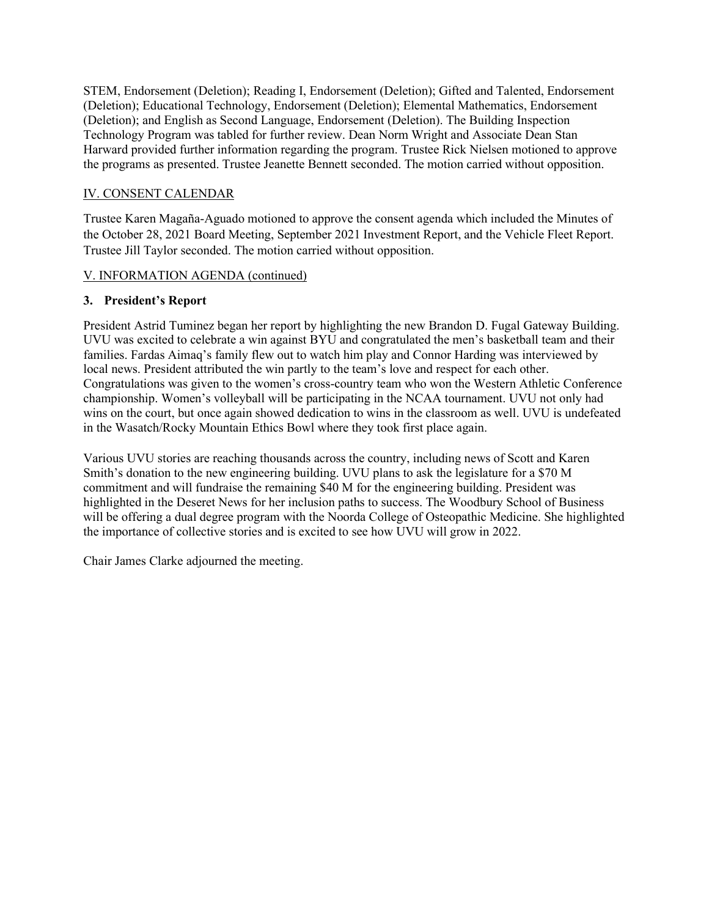STEM, Endorsement (Deletion); Reading I, Endorsement (Deletion); Gifted and Talented, Endorsement (Deletion); Educational Technology, Endorsement (Deletion); Elemental Mathematics, Endorsement (Deletion); and English as Second Language, Endorsement (Deletion). The Building Inspection Technology Program was tabled for further review. Dean Norm Wright and Associate Dean Stan Harward provided further information regarding the program. Trustee Rick Nielsen motioned to approve the programs as presented. Trustee Jeanette Bennett seconded. The motion carried without opposition.

## IV. CONSENT CALENDAR

Trustee Karen Magaña-Aguado motioned to approve the consent agenda which included the Minutes of the October 28, 2021 Board Meeting, September 2021 Investment Report, and the Vehicle Fleet Report. Trustee Jill Taylor seconded. The motion carried without opposition.

## V. INFORMATION AGENDA (continued)

### 3. President's Report

President Astrid Tuminez began her report by highlighting the new Brandon D. Fugal Gateway Building. UVU was excited to celebrate a win against BYU and congratulated the men's basketball team and their families. Fardas Aimaq's family flew out to watch him play and Connor Harding was interviewed by local news. President attributed the win partly to the team's love and respect for each other. Congratulations was given to the women's cross-country team who won the Western Athletic Conference championship. Women's volleyball will be participating in the NCAA tournament. UVU not only had wins on the court, but once again showed dedication to wins in the classroom as well. UVU is undefeated in the Wasatch/Rocky Mountain Ethics Bowl where they took first place again.

Various UVU stories are reaching thousands across the country, including news of Scott and Karen Smith's donation to the new engineering building. UVU plans to ask the legislature for a $70 M commitment and will fundraise the remaining $40 M for the engineering building. President was highlighted in the Deseret News for her inclusion paths to success. The Woodbury School of Business will be offering a dual degree program with the Noorda College of Osteopathic Medicine. She highlighted the importance of collective stories and is excited to see how UVU will grow in 2022.

Chair James Clarke adjourned the meeting.